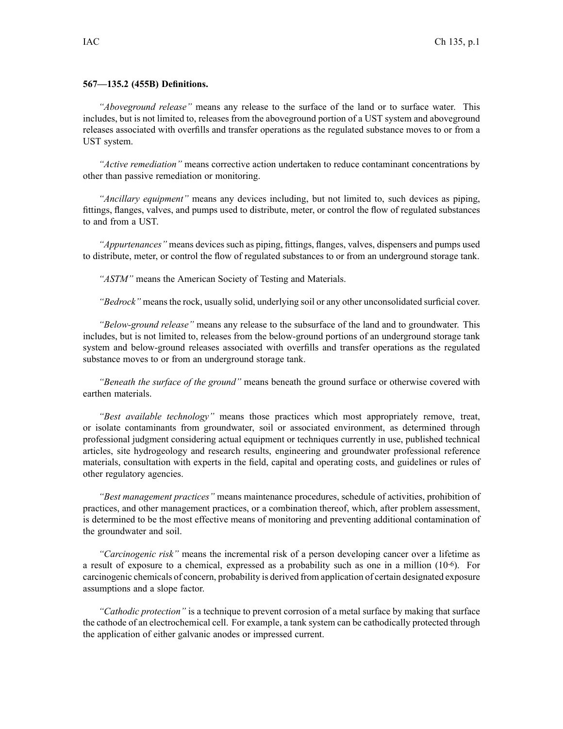**567—135.2 (455B) Definitions.**

*"Aboveground release"* means any release to the surface of the land or to surface water. This includes, but is not limited to, releases from the aboveground portion of a UST system and aboveground releases associated with overfills and transfer operations as the regulated substance moves to or from a UST system.

*"Active remediation"* means corrective action undertaken to reduce contaminant concentrations by other than passive remediation or monitoring.

*"Ancillary equipment"* means any devices including, but not limited to, such devices as piping, fittings, flanges, valves, and pumps used to distribute, meter, or control the flow of regulated substances to and from a UST.

*"Appurtenances"* means devices such as piping, fittings, flanges, valves, dispensers and pumps used to distribute, meter, or control the flow of regulated substances to or from an underground storage tank.

*"ASTM"* means the American Society of Testing and Materials.

*"Bedrock"* means the rock, usually solid, underlying soil or any other unconsolidated surficial cover.

*"Below-ground release"* means any release to the subsurface of the land and to groundwater. This includes, but is not limited to, releases from the below-ground portions of an underground storage tank system and below-ground releases associated with overfills and transfer operations as the regulated substance moves to or from an underground storage tank.

*"Beneath the surface of the ground"* means beneath the ground surface or otherwise covered with earthen materials.

*"Best available technology"* means those practices which most appropriately remove, treat, or isolate contaminants from groundwater, soil or associated environment, as determined through professional judgment considering actual equipment or techniques currently in use, published technical articles, site hydrogeology and research results, engineering and groundwater professional reference materials, consultation with experts in the field, capital and operating costs, and guidelines or rules of other regulatory agencies.

*"Best management practices"* means maintenance procedures, schedule of activities, prohibition of practices, and other management practices, or a combination thereof, which, after problem assessment, is determined to be the most effective means of monitoring and preventing additional contamination of the groundwater and soil.

*"Carcinogenic risk"* means the incremental risk of a person developing cancer over a lifetime as a result of exposure to a chemical, expressed as a probability such as one in a million ($10^{-6}$). For carcinogenic chemicals of concern, probability is derived from application of certain designated exposure assumptions and a slope factor.

*"Cathodic protection"* is a technique to prevent corrosion of a metal surface by making that surface the cathode of an electrochemical cell. For example, a tank system can be cathodically protected through the application of either galvanic anodes or impressed current.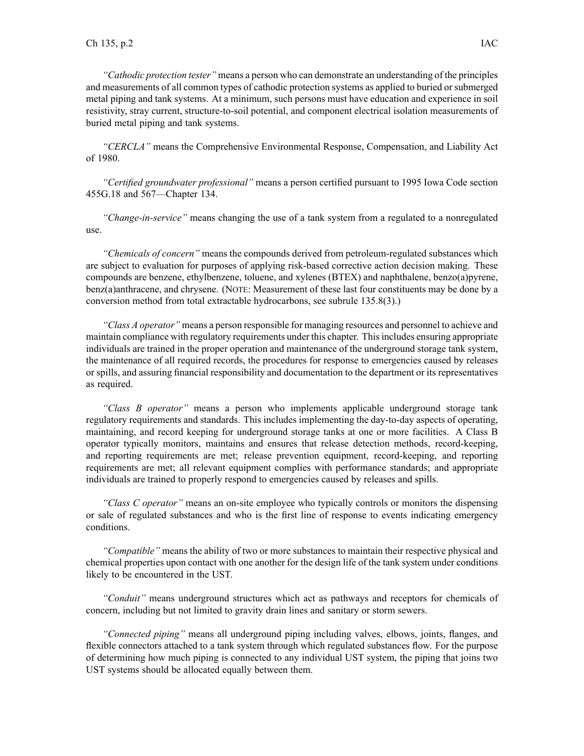*"Cathodic protection tester"* means a person who can demonstrate an understanding of the principles and measurements of all common types of cathodic protection systems as applied to buried or submerged metal piping and tank systems. At a minimum, such persons must have education and experience in soil resistivity, stray current, structure-to-soil potential, and component electrical isolation measurements of buried metal piping and tank systems.

*"CERCLA"* means the Comprehensive Environmental Response, Compensation, and Liability Act of 1980.

*"Certified groundwater professional"* means a person certified pursuant to 1995 Iowa Code section 455G.18 and 567—Chapter 134.

*"Change-in-service"* means changing the use of a tank system from a regulated to a nonregulated use.

*"Chemicals of concern"* means the compounds derived from petroleum-regulated substances which are subject to evaluation for purposes of applying risk-based corrective action decision making. These compounds are benzene, ethylbenzene, toluene, and xylenes (BTEX) and naphthalene, benzo(a)pyrene, benz(a)anthracene, and chrysene. (NOTE: Measurement of these last four constituents may be done by a conversion method from total extractable hydrocarbons, see subrule 135.8(3).)

*"Class A operator"* means a person responsible for managing resources and personnel to achieve and maintain compliance with regulatory requirements under this chapter. This includes ensuring appropriate individuals are trained in the proper operation and maintenance of the underground storage tank system, the maintenance of all required records, the procedures for response to emergencies caused by releases or spills, and assuring financial responsibility and documentation to the department or its representatives as required.

*"Class B operator"* means a person who implements applicable underground storage tank regulatory requirements and standards. This includes implementing the day-to-day aspects of operating, maintaining, and record keeping for underground storage tanks at one or more facilities. A Class B operator typically monitors, maintains and ensures that release detection methods, record-keeping, and reporting requirements are met; release prevention equipment, record-keeping, and reporting requirements are met; all relevant equipment complies with performance standards; and appropriate individuals are trained to properly respond to emergencies caused by releases and spills.

*"Class C operator"* means an on-site employee who typically controls or monitors the dispensing or sale of regulated substances and who is the first line of response to events indicating emergency conditions.

*"Compatible"* means the ability of two or more substances to maintain their respective physical and chemical properties upon contact with one another for the design life of the tank system under conditions likely to be encountered in the UST.

*"Conduit"* means underground structures which act as pathways and receptors for chemicals of concern, including but not limited to gravity drain lines and sanitary or storm sewers.

*"Connected piping"* means all underground piping including valves, elbows, joints, flanges, and flexible connectors attached to a tank system through which regulated substances flow. For the purpose of determining how much piping is connected to any individual UST system, the piping that joins two UST systems should be allocated equally between them.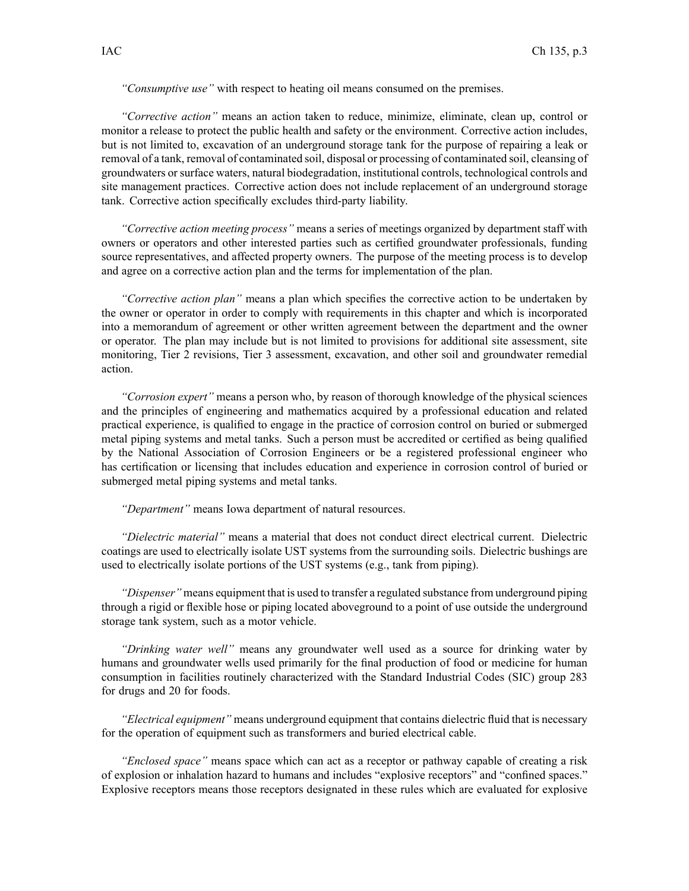*"Consumptive use"* with respect to heating oil means consumed on the premises.

*"Corrective action"* means an action taken to reduce, minimize, eliminate, clean up, control or monitor a release to protect the public health and safety or the environment. Corrective action includes, but is not limited to, excavation of an underground storage tank for the purpose of repairing a leak or removal of a tank, removal of contaminated soil, disposal or processing of contaminated soil, cleansing of groundwaters or surface waters, natural biodegradation, institutional controls, technological controls and site management practices. Corrective action does not include replacement of an underground storage tank. Corrective action specifically excludes third-party liability.

*"Corrective action meeting process"* means a series of meetings organized by department staff with owners or operators and other interested parties such as certified groundwater professionals, funding source representatives, and affected property owners. The purpose of the meeting process is to develop and agree on a corrective action plan and the terms for implementation of the plan.

*"Corrective action plan"* means a plan which specifies the corrective action to be undertaken by the owner or operator in order to comply with requirements in this chapter and which is incorporated into a memorandum of agreement or other written agreement between the department and the owner or operator. The plan may include but is not limited to provisions for additional site assessment, site monitoring, Tier 2 revisions, Tier 3 assessment, excavation, and other soil and groundwater remedial action.

*"Corrosion expert"* means a person who, by reason of thorough knowledge of the physical sciences and the principles of engineering and mathematics acquired by a professional education and related practical experience, is qualified to engage in the practice of corrosion control on buried or submerged metal piping systems and metal tanks. Such a person must be accredited or certified as being qualified by the National Association of Corrosion Engineers or be a registered professional engineer who has certification or licensing that includes education and experience in corrosion control of buried or submerged metal piping systems and metal tanks.

*"Department"* means Iowa department of natural resources.

*"Dielectric material"* means a material that does not conduct direct electrical current. Dielectric coatings are used to electrically isolate UST systems from the surrounding soils. Dielectric bushings are used to electrically isolate portions of the UST systems (e.g., tank from piping).

*"Dispenser"* means equipment that is used to transfer a regulated substance from underground piping through a rigid or flexible hose or piping located aboveground to a point of use outside the underground storage tank system, such as a motor vehicle.

*"Drinking water well"* means any groundwater well used as a source for drinking water by humans and groundwater wells used primarily for the final production of food or medicine for human consumption in facilities routinely characterized with the Standard Industrial Codes (SIC) group 283 for drugs and 20 for foods.

*"Electrical equipment"* means underground equipment that contains dielectric fluid that is necessary for the operation of equipment such as transformers and buried electrical cable.

*"Enclosed space"* means space which can act as a receptor or pathway capable of creating a risk of explosion or inhalation hazard to humans and includes "explosive receptors" and "confined spaces." Explosive receptors means those receptors designated in these rules which are evaluated for explosive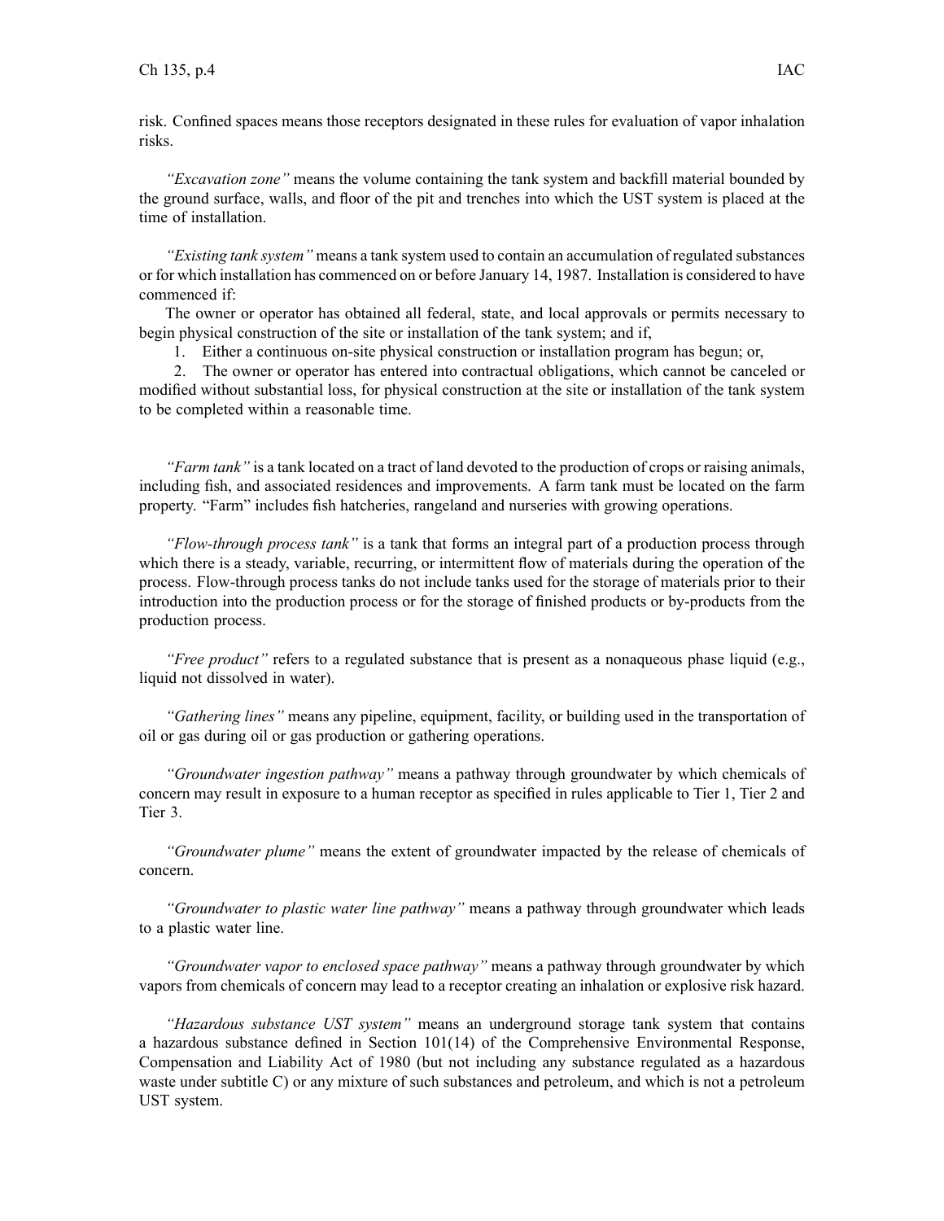risk. Confined spaces means those receptors designated in these rules for evaluation of vapor inhalation risks.

*"Excavation zone"* means the volume containing the tank system and backfill material bounded by the ground surface, walls, and floor of the pit and trenches into which the UST system is placed at the time of installation.

*"Existing tank system"* means a tank system used to contain an accumulation of regulated substances or for which installation has commenced on or before January 14, 1987. Installation is considered to have commenced if:

The owner or operator has obtained all federal, state, and local approvals or permits necessary to begin physical construction of the site or installation of the tank system; and if,

1. Either a continuous on-site physical construction or installation program has begun; or,
2. The owner or operator has entered into contractual obligations, which cannot be canceled or modified without substantial loss, for physical construction at the site or installation of the tank system to be completed within a reasonable time.

*"Farm tank"* is a tank located on a tract of land devoted to the production of crops or raising animals, including fish, and associated residences and improvements. A farm tank must be located on the farm property. "Farm" includes fish hatcheries, rangeland and nurseries with growing operations.

*"Flow-through process tank"* is a tank that forms an integral part of a production process through which there is a steady, variable, recurring, or intermittent flow of materials during the operation of the process. Flow-through process tanks do not include tanks used for the storage of materials prior to their introduction into the production process or for the storage of finished products or by-products from the production process.

*"Free product"* refers to a regulated substance that is present as a nonaqueous phase liquid (e.g., liquid not dissolved in water).

*"Gathering lines"* means any pipeline, equipment, facility, or building used in the transportation of oil or gas during oil or gas production or gathering operations.

*"Groundwater ingestion pathway"* means a pathway through groundwater by which chemicals of concern may result in exposure to a human receptor as specified in rules applicable to Tier 1, Tier 2 and Tier 3.

*"Groundwater plume"* means the extent of groundwater impacted by the release of chemicals of concern.

*"Groundwater to plastic water line pathway"* means a pathway through groundwater which leads to a plastic water line.

*"Groundwater vapor to enclosed space pathway"* means a pathway through groundwater by which vapors from chemicals of concern may lead to a receptor creating an inhalation or explosive risk hazard.

*"Hazardous substance UST system"* means an underground storage tank system that contains a hazardous substance defined in Section 101(14) of the Comprehensive Environmental Response, Compensation and Liability Act of 1980 (but not including any substance regulated as a hazardous waste under subtitle C) or any mixture of such substances and petroleum, and which is not a petroleum UST system.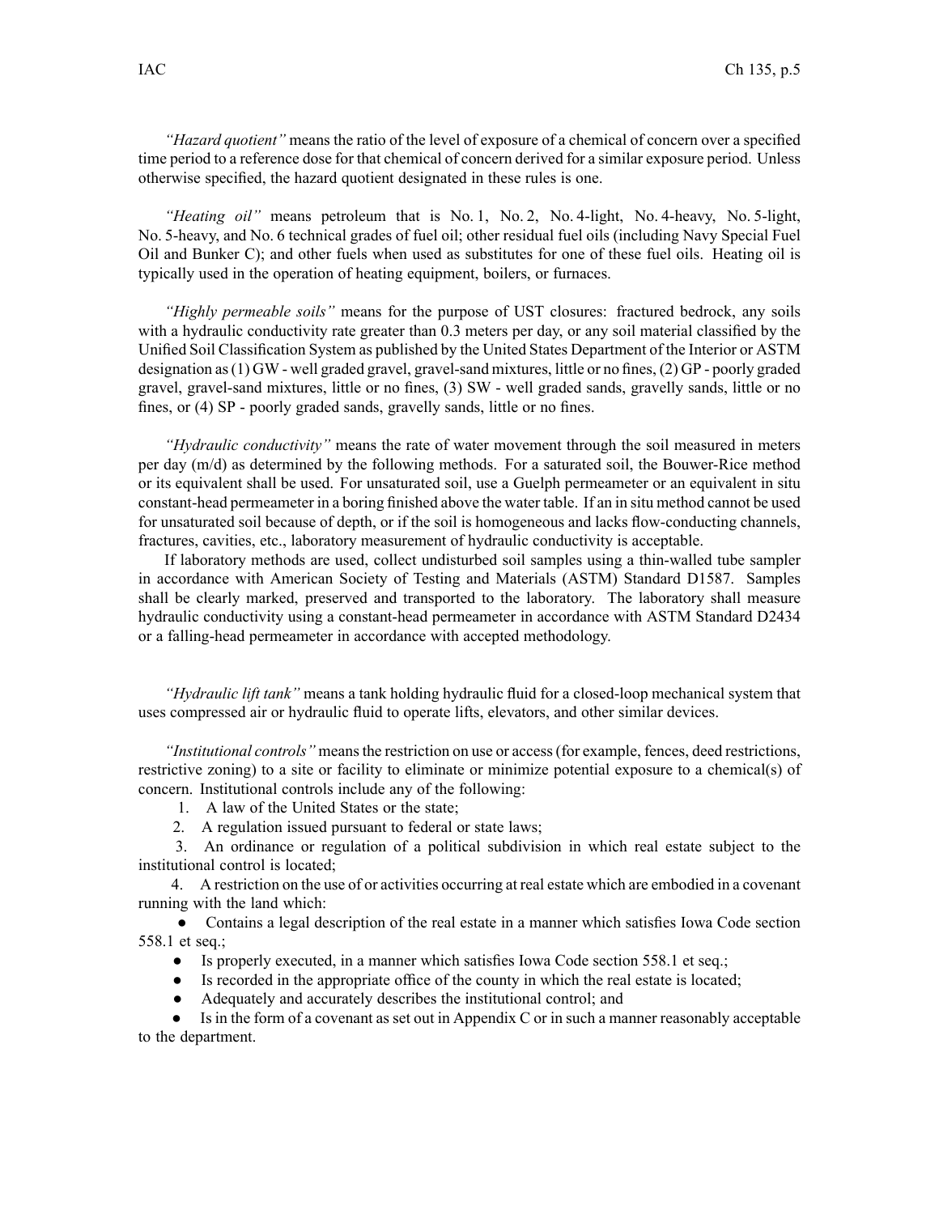*"Hazard quotient"* means the ratio of the level of exposure of a chemical of concern over a specified time period to a reference dose for that chemical of concern derived for a similar exposure period. Unless otherwise specified, the hazard quotient designated in these rules is one.

*"Heating oil"* means petroleum that is No. 1, No. 2, No. 4-light, No. 4-heavy, No. 5-light, No. 5-heavy, and No. 6 technical grades of fuel oil; other residual fuel oils (including Navy Special Fuel Oil and Bunker C); and other fuels when used as substitutes for one of these fuel oils. Heating oil is typically used in the operation of heating equipment, boilers, or furnaces.

*"Highly permeable soils"* means for the purpose of UST closures: fractured bedrock, any soils with a hydraulic conductivity rate greater than 0.3 meters per day, or any soil material classified by the Unified Soil Classification System as published by the United States Department of the Interior or ASTM designation as (1) GW - well graded gravel, gravel-sand mixtures, little or no fines, (2) GP - poorly graded gravel, gravel-sand mixtures, little or no fines, (3) SW - well graded sands, gravelly sands, little or no fines, or (4) SP - poorly graded sands, gravelly sands, little or no fines.

*"Hydraulic conductivity"* means the rate of water movement through the soil measured in meters per day (m/d) as determined by the following methods. For a saturated soil, the Bouwer-Rice method or its equivalent shall be used. For unsaturated soil, use a Guelph permeameter or an equivalent in situ constant-head permeameter in a boring finished above the water table. If an in situ method cannot be used for unsaturated soil because of depth, or if the soil is homogeneous and lacks flow-conducting channels, fractures, cavities, etc., laboratory measurement of hydraulic conductivity is acceptable.

If laboratory methods are used, collect undisturbed soil samples using a thin-walled tube sampler in accordance with American Society of Testing and Materials (ASTM) Standard D1587. Samples shall be clearly marked, preserved and transported to the laboratory. The laboratory shall measure hydraulic conductivity using a constant-head permeameter in accordance with ASTM Standard D2434 or a falling-head permeameter in accordance with accepted methodology.

*"Hydraulic lift tank"* means a tank holding hydraulic fluid for a closed-loop mechanical system that uses compressed air or hydraulic fluid to operate lifts, elevators, and other similar devices.

*"Institutional controls"* means the restriction on use or access (for example, fences, deed restrictions, restrictive zoning) to a site or facility to eliminate or minimize potential exposure to a chemical(s) of concern. Institutional controls include any of the following:

1. A law of the United States or the state;
2. A regulation issued pursuant to federal or state laws;
3. An ordinance or regulation of a political subdivision in which real estate subject to the institutional control is located;
4. A restriction on the use of or activities occurring at real estate which are embodied in a covenant running with the land which:
   - Contains a legal description of the real estate in a manner which satisfies Iowa Code section 558.1 et seq.;
   - Is properly executed, in a manner which satisfies Iowa Code section 558.1 et seq.;
   - Is recorded in the appropriate office of the county in which the real estate is located;
   - Adequately and accurately describes the institutional control; and
   - Is in the form of a covenant as set out in Appendix C or in such a manner reasonably acceptable to the department.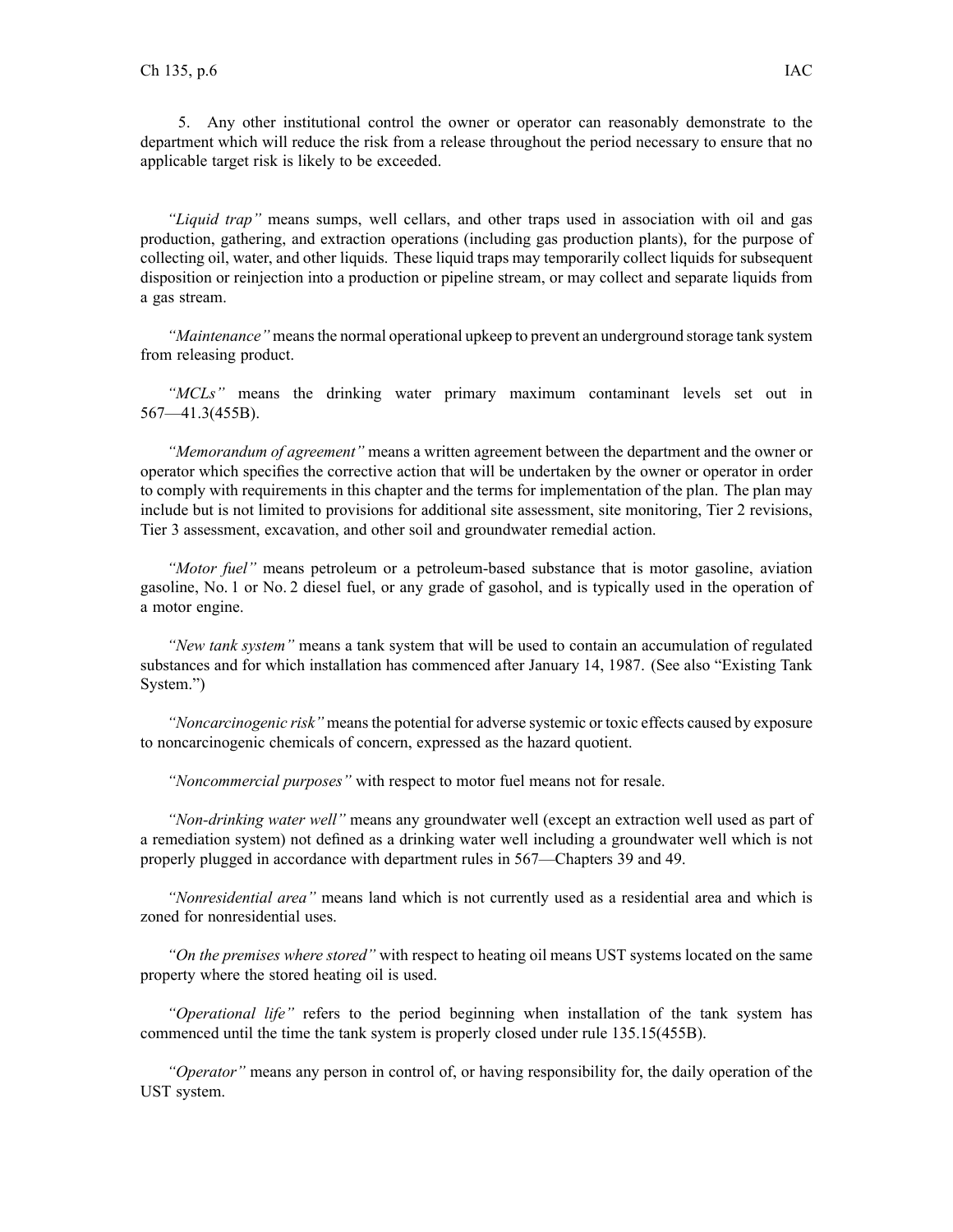5. Any other institutional control the owner or operator can reasonably demonstrate to the department which will reduce the risk from a release throughout the period necessary to ensure that no applicable target risk is likely to be exceeded.

*"Liquid trap"* means sumps, well cellars, and other traps used in association with oil and gas production, gathering, and extraction operations (including gas production plants), for the purpose of collecting oil, water, and other liquids. These liquid traps may temporarily collect liquids for subsequent disposition or reinjection into a production or pipeline stream, or may collect and separate liquids from a gas stream.

*"Maintenance"* means the normal operational upkeep to prevent an underground storage tank system from releasing product.

*"MCLs"* means the drinking water primary maximum contaminant levels set out in 567—41.3(455B).

*"Memorandum of agreement"* means a written agreement between the department and the owner or operator which specifies the corrective action that will be undertaken by the owner or operator in order to comply with requirements in this chapter and the terms for implementation of the plan. The plan may include but is not limited to provisions for additional site assessment, site monitoring, Tier 2 revisions, Tier 3 assessment, excavation, and other soil and groundwater remedial action.

*"Motor fuel"* means petroleum or a petroleum-based substance that is motor gasoline, aviation gasoline, No. 1 or No. 2 diesel fuel, or any grade of gasohol, and is typically used in the operation of a motor engine.

*"New tank system"* means a tank system that will be used to contain an accumulation of regulated substances and for which installation has commenced after January 14, 1987. (See also "Existing Tank System.")

*"Noncarcinogenic risk"* means the potential for adverse systemic or toxic effects caused by exposure to noncarcinogenic chemicals of concern, expressed as the hazard quotient.

*"Noncommercial purposes"* with respect to motor fuel means not for resale.

*"Non-drinking water well"* means any groundwater well (except an extraction well used as part of a remediation system) not defined as a drinking water well including a groundwater well which is not properly plugged in accordance with department rules in 567—Chapters 39 and 49.

*"Nonresidential area"* means land which is not currently used as a residential area and which is zoned for nonresidential uses.

*"On the premises where stored"* with respect to heating oil means UST systems located on the same property where the stored heating oil is used.

*"Operational life"* refers to the period beginning when installation of the tank system has commenced until the time the tank system is properly closed under rule 135.15(455B).

*"Operator"* means any person in control of, or having responsibility for, the daily operation of the UST system.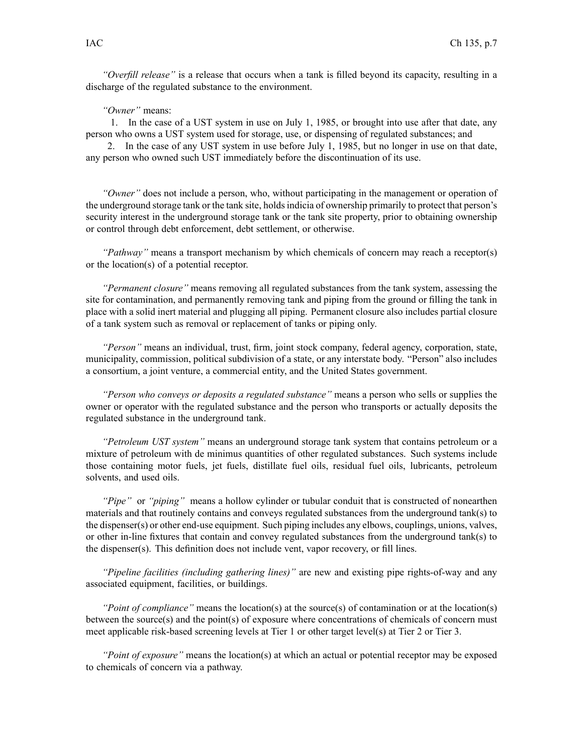*"Overfill release"* is a release that occurs when a tank is filled beyond its capacity, resulting in a discharge of the regulated substance to the environment.

*"Owner"* means:

1. In the case of a UST system in use on July 1, 1985, or brought into use after that date, any person who owns a UST system used for storage, use, or dispensing of regulated substances; and
2. In the case of any UST system in use before July 1, 1985, but no longer in use on that date, any person who owned such UST immediately before the discontinuation of its use.

*"Owner"* does not include a person, who, without participating in the management or operation of the underground storage tank or the tank site, holds indicia of ownership primarily to protect that person's security interest in the underground storage tank or the tank site property, prior to obtaining ownership or control through debt enforcement, debt settlement, or otherwise.

*"Pathway"* means a transport mechanism by which chemicals of concern may reach a receptor(s) or the location(s) of a potential receptor.

*"Permanent closure"* means removing all regulated substances from the tank system, assessing the site for contamination, and permanently removing tank and piping from the ground or filling the tank in place with a solid inert material and plugging all piping. Permanent closure also includes partial closure of a tank system such as removal or replacement of tanks or piping only.

*"Person"* means an individual, trust, firm, joint stock company, federal agency, corporation, state, municipality, commission, political subdivision of a state, or any interstate body. "Person" also includes a consortium, a joint venture, a commercial entity, and the United States government.

*"Person who conveys or deposits a regulated substance"* means a person who sells or supplies the owner or operator with the regulated substance and the person who transports or actually deposits the regulated substance in the underground tank.

*"Petroleum UST system"* means an underground storage tank system that contains petroleum or a mixture of petroleum with de minimus quantities of other regulated substances. Such systems include those containing motor fuels, jet fuels, distillate fuel oils, residual fuel oils, lubricants, petroleum solvents, and used oils.

*"Pipe"* or *"piping"* means a hollow cylinder or tubular conduit that is constructed of nonearthen materials and that routinely contains and conveys regulated substances from the underground tank(s) to the dispenser(s) or other end-use equipment. Such piping includes any elbows, couplings, unions, valves, or other in-line fixtures that contain and convey regulated substances from the underground tank(s) to the dispenser(s). This definition does not include vent, vapor recovery, or fill lines.

*"Pipeline facilities (including gathering lines)"* are new and existing pipe rights-of-way and any associated equipment, facilities, or buildings.

*"Point of compliance"* means the location(s) at the source(s) of contamination or at the location(s) between the source(s) and the point(s) of exposure where concentrations of chemicals of concern must meet applicable risk-based screening levels at Tier 1 or other target level(s) at Tier 2 or Tier 3.

*"Point of exposure"* means the location(s) at which an actual or potential receptor may be exposed to chemicals of concern via a pathway.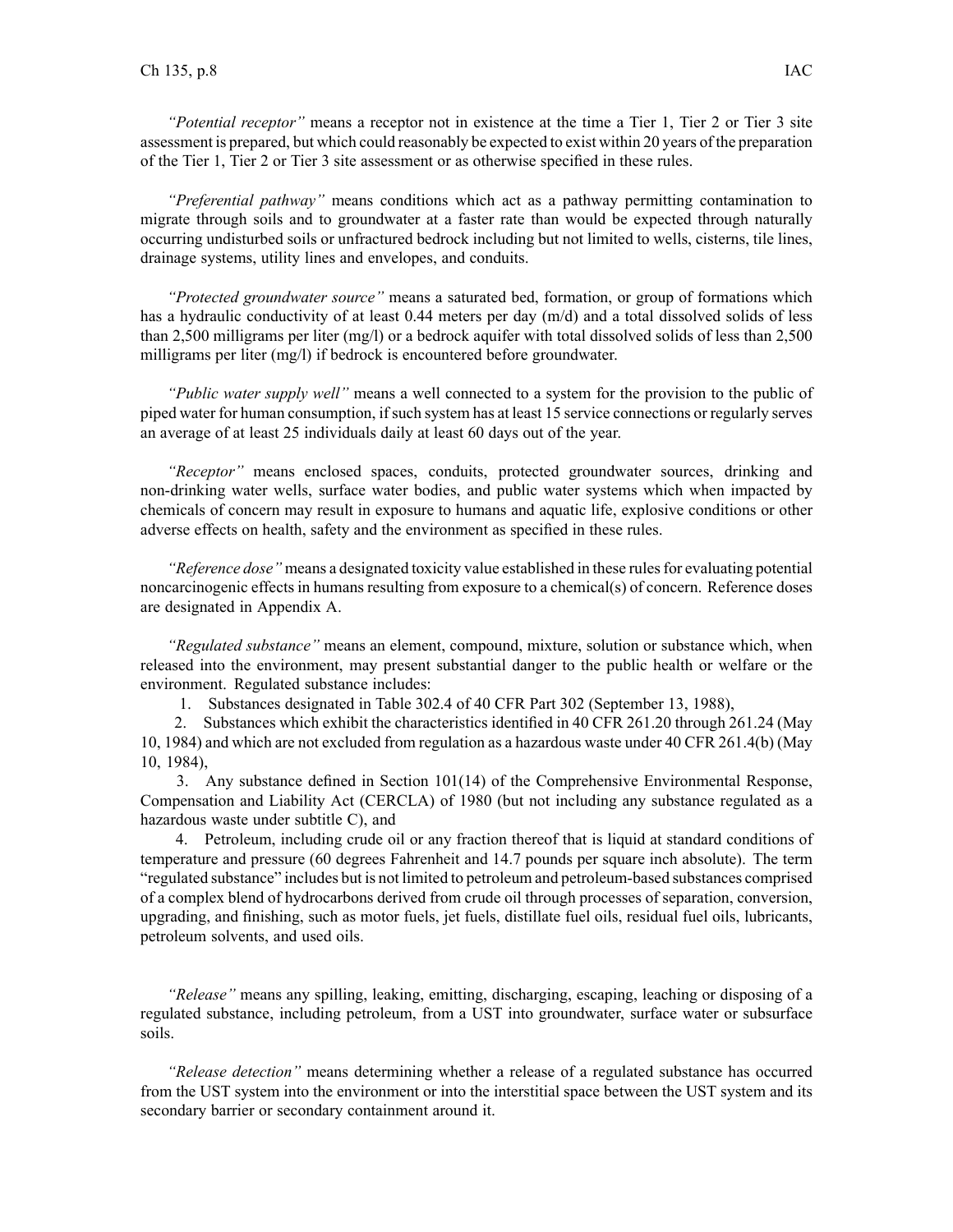*"Potential receptor"* means a receptor not in existence at the time a Tier 1, Tier 2 or Tier 3 site assessment is prepared, but which could reasonably be expected to exist within 20 years of the preparation of the Tier 1, Tier 2 or Tier 3 site assessment or as otherwise specified in these rules.

*"Preferential pathway"* means conditions which act as a pathway permitting contamination to migrate through soils and to groundwater at a faster rate than would be expected through naturally occurring undisturbed soils or unfractured bedrock including but not limited to wells, cisterns, tile lines, drainage systems, utility lines and envelopes, and conduits.

*"Protected groundwater source"* means a saturated bed, formation, or group of formations which has a hydraulic conductivity of at least 0.44 meters per day (m/d) and a total dissolved solids of less than 2,500 milligrams per liter (mg/l) or a bedrock aquifer with total dissolved solids of less than 2,500 milligrams per liter (mg/l) if bedrock is encountered before groundwater.

*"Public water supply well"* means a well connected to a system for the provision to the public of piped water for human consumption, if such system has at least 15 service connections or regularly serves an average of at least 25 individuals daily at least 60 days out of the year.

*"Receptor"* means enclosed spaces, conduits, protected groundwater sources, drinking and non-drinking water wells, surface water bodies, and public water systems which when impacted by chemicals of concern may result in exposure to humans and aquatic life, explosive conditions or other adverse effects on health, safety and the environment as specified in these rules.

*"Reference dose"* means a designated toxicity value established in these rules for evaluating potential noncarcinogenic effects in humans resulting from exposure to a chemical(s) of concern. Reference doses are designated in Appendix A.

*"Regulated substance"* means an element, compound, mixture, solution or substance which, when released into the environment, may present substantial danger to the public health or welfare or the environment. Regulated substance includes:

1. Substances designated in Table 302.4 of 40 CFR Part 302 (September 13, 1988),
2. Substances which exhibit the characteristics identified in 40 CFR 261.20 through 261.24 (May 10, 1984) and which are not excluded from regulation as a hazardous waste under 40 CFR 261.4(b) (May 10, 1984),
3. Any substance defined in Section 101(14) of the Comprehensive Environmental Response, Compensation and Liability Act (CERCLA) of 1980 (but not including any substance regulated as a hazardous waste under subtitle C), and
4. Petroleum, including crude oil or any fraction thereof that is liquid at standard conditions of temperature and pressure (60 degrees Fahrenheit and 14.7 pounds per square inch absolute). The term "regulated substance" includes but is not limited to petroleum and petroleum-based substances comprised of a complex blend of hydrocarbons derived from crude oil through processes of separation, conversion, upgrading, and finishing, such as motor fuels, jet fuels, distillate fuel oils, residual fuel oils, lubricants, petroleum solvents, and used oils.

*"Release"* means any spilling, leaking, emitting, discharging, escaping, leaching or disposing of a regulated substance, including petroleum, from a UST into groundwater, surface water or subsurface soils.

*"Release detection"* means determining whether a release of a regulated substance has occurred from the UST system into the environment or into the interstitial space between the UST system and its secondary barrier or secondary containment around it.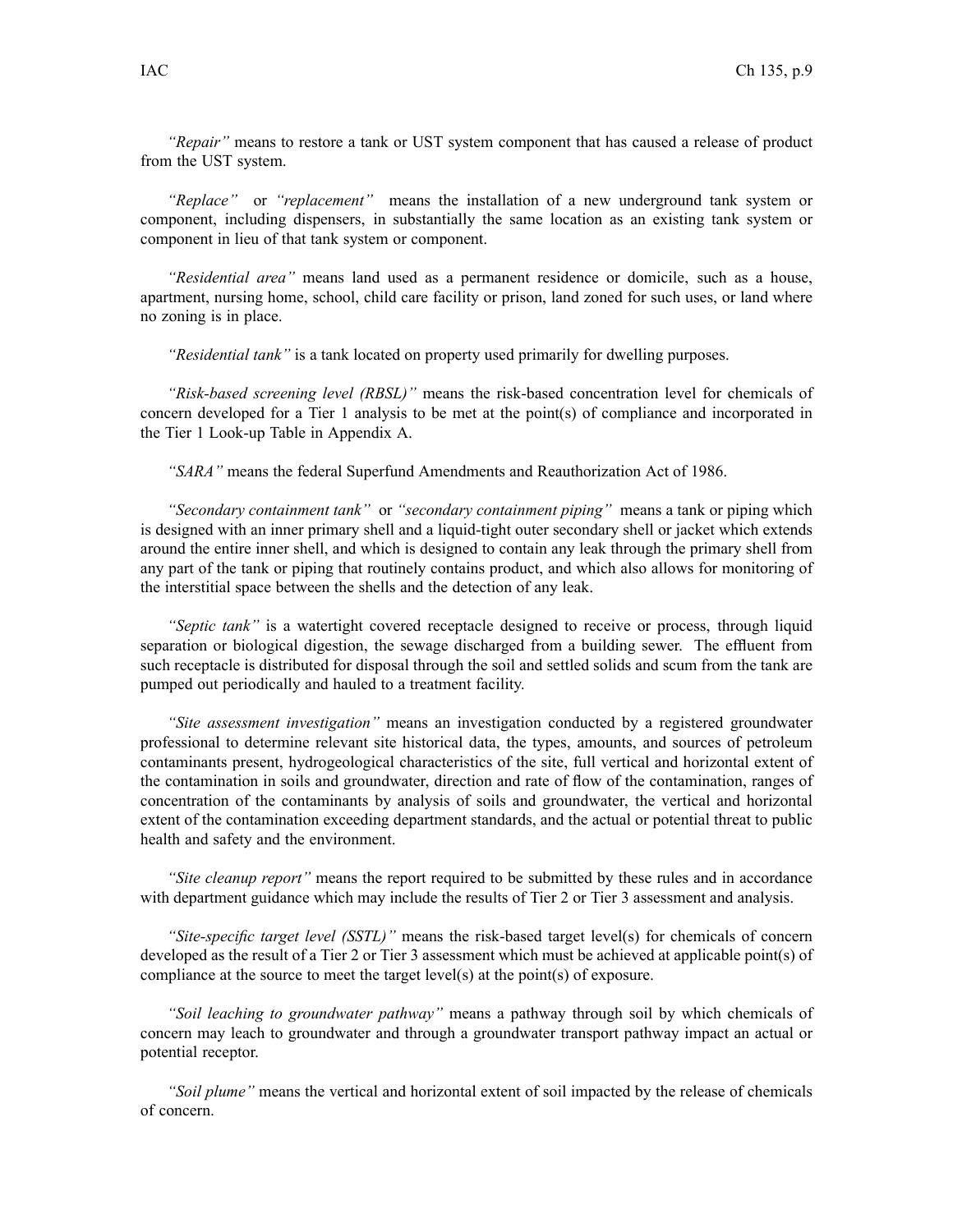*"Repair"* means to restore a tank or UST system component that has caused a release of product from the UST system.

*"Replace"* or *"replacement"* means the installation of a new underground tank system or component, including dispensers, in substantially the same location as an existing tank system or component in lieu of that tank system or component.

*"Residential area"* means land used as a permanent residence or domicile, such as a house, apartment, nursing home, school, child care facility or prison, land zoned for such uses, or land where no zoning is in place.

*"Residential tank"* is a tank located on property used primarily for dwelling purposes.

*"Risk-based screening level (RBSL)"* means the risk-based concentration level for chemicals of concern developed for a Tier 1 analysis to be met at the point(s) of compliance and incorporated in the Tier 1 Look-up Table in Appendix A.

*"SARA"* means the federal Superfund Amendments and Reauthorization Act of 1986.

*"Secondary containment tank"* or *"secondary containment piping"* means a tank or piping which is designed with an inner primary shell and a liquid-tight outer secondary shell or jacket which extends around the entire inner shell, and which is designed to contain any leak through the primary shell from any part of the tank or piping that routinely contains product, and which also allows for monitoring of the interstitial space between the shells and the detection of any leak.

*"Septic tank"* is a watertight covered receptacle designed to receive or process, through liquid separation or biological digestion, the sewage discharged from a building sewer. The effluent from such receptacle is distributed for disposal through the soil and settled solids and scum from the tank are pumped out periodically and hauled to a treatment facility.

*"Site assessment investigation"* means an investigation conducted by a registered groundwater professional to determine relevant site historical data, the types, amounts, and sources of petroleum contaminants present, hydrogeological characteristics of the site, full vertical and horizontal extent of the contamination in soils and groundwater, direction and rate of flow of the contamination, ranges of concentration of the contaminants by analysis of soils and groundwater, the vertical and horizontal extent of the contamination exceeding department standards, and the actual or potential threat to public health and safety and the environment.

*"Site cleanup report"* means the report required to be submitted by these rules and in accordance with department guidance which may include the results of Tier 2 or Tier 3 assessment and analysis.

*"Site-specific target level (SSTL)"* means the risk-based target level(s) for chemicals of concern developed as the result of a Tier 2 or Tier 3 assessment which must be achieved at applicable point(s) of compliance at the source to meet the target level(s) at the point(s) of exposure.

*"Soil leaching to groundwater pathway"* means a pathway through soil by which chemicals of concern may leach to groundwater and through a groundwater transport pathway impact an actual or potential receptor.

*"Soil plume"* means the vertical and horizontal extent of soil impacted by the release of chemicals of concern.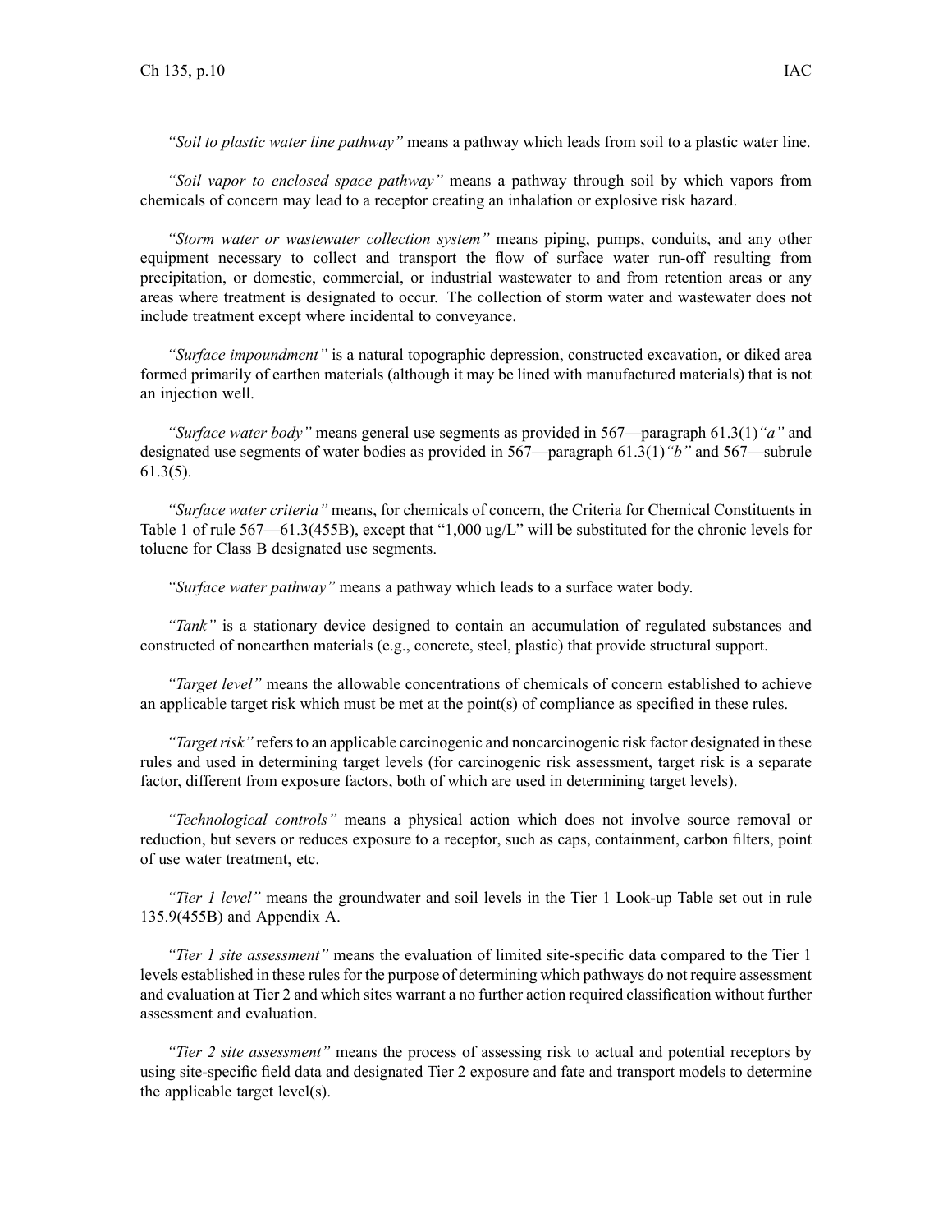*"Soil to plastic water line pathway"* means a pathway which leads from soil to a plastic water line.

*"Soil vapor to enclosed space pathway"* means a pathway through soil by which vapors from chemicals of concern may lead to a receptor creating an inhalation or explosive risk hazard.

*"Storm water or wastewater collection system"* means piping, pumps, conduits, and any other equipment necessary to collect and transport the flow of surface water run-off resulting from precipitation, or domestic, commercial, or industrial wastewater to and from retention areas or any areas where treatment is designated to occur. The collection of storm water and wastewater does not include treatment except where incidental to conveyance.

*"Surface impoundment"* is a natural topographic depression, constructed excavation, or diked area formed primarily of earthen materials (although it may be lined with manufactured materials) that is not an injection well.

*"Surface water body"* means general use segments as provided in 567—paragraph 61.3(1)*"a"* and designated use segments of water bodies as provided in 567—paragraph 61.3(1)*"b"* and 567—subrule 61.3(5).

*"Surface water criteria"* means, for chemicals of concern, the Criteria for Chemical Constituents in Table 1 of rule 567—61.3(455B), except that "1,000 ug/L" will be substituted for the chronic levels for toluene for Class B designated use segments.

*"Surface water pathway"* means a pathway which leads to a surface water body.

*"Tank"* is a stationary device designed to contain an accumulation of regulated substances and constructed of nonearthen materials (e.g., concrete, steel, plastic) that provide structural support.

*"Target level"* means the allowable concentrations of chemicals of concern established to achieve an applicable target risk which must be met at the point(s) of compliance as specified in these rules.

*"Target risk"* refers to an applicable carcinogenic and noncarcinogenic risk factor designated in these rules and used in determining target levels (for carcinogenic risk assessment, target risk is a separate factor, different from exposure factors, both of which are used in determining target levels).

*"Technological controls"* means a physical action which does not involve source removal or reduction, but severs or reduces exposure to a receptor, such as caps, containment, carbon filters, point of use water treatment, etc.

*"Tier 1 level"* means the groundwater and soil levels in the Tier 1 Look-up Table set out in rule 135.9(455B) and Appendix A.

*"Tier 1 site assessment"* means the evaluation of limited site-specific data compared to the Tier 1 levels established in these rules for the purpose of determining which pathways do not require assessment and evaluation at Tier 2 and which sites warrant a no further action required classification without further assessment and evaluation.

*"Tier 2 site assessment"* means the process of assessing risk to actual and potential receptors by using site-specific field data and designated Tier 2 exposure and fate and transport models to determine the applicable target level(s).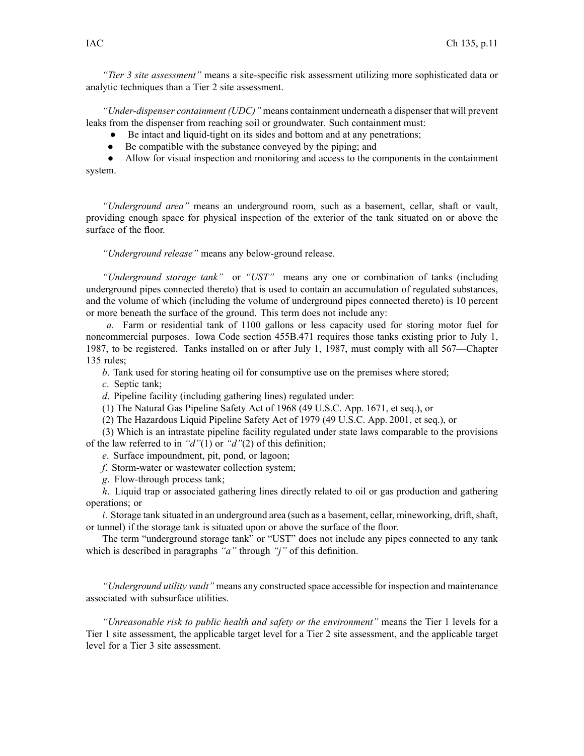*"Tier 3 site assessment"* means a site-specific risk assessment utilizing more sophisticated data or analytic techniques than a Tier 2 site assessment.

*"Under-dispenser containment (UDC)"* means containment underneath a dispenser that will prevent leaks from the dispenser from reaching soil or groundwater. Such containment must:

- Be intact and liquid-tight on its sides and bottom and at any penetrations;
- Be compatible with the substance conveyed by the piping; and
- Allow for visual inspection and monitoring and access to the components in the containment system.

*"Underground area"* means an underground room, such as a basement, cellar, shaft or vault, providing enough space for physical inspection of the exterior of the tank situated on or above the surface of the floor.

*"Underground release"* means any below-ground release.

*"Underground storage tank"* or *"UST"* means any one or combination of tanks (including underground pipes connected thereto) that is used to contain an accumulation of regulated substances, and the volume of which (including the volume of underground pipes connected thereto) is 10 percent or more beneath the surface of the ground. This term does not include any:

*a*. Farm or residential tank of 1100 gallons or less capacity used for storing motor fuel for noncommercial purposes. Iowa Code section 455B.471 requires those tanks existing prior to July 1, 1987, to be registered. Tanks installed on or after July 1, 1987, must comply with all 567—Chapter 135 rules;

*b*. Tank used for storing heating oil for consumptive use on the premises where stored;

*c*. Septic tank;

*d*. Pipeline facility (including gathering lines) regulated under:

(1) The Natural Gas Pipeline Safety Act of 1968 (49 U.S.C. App. 1671, et seq.), or

(2) The Hazardous Liquid Pipeline Safety Act of 1979 (49 U.S.C. App. 2001, et seq.), or

(3) Which is an intrastate pipeline facility regulated under state laws comparable to the provisions of the law referred to in *"d"*(1) or *"d"*(2) of this definition;

*e*. Surface impoundment, pit, pond, or lagoon;

*f*. Storm-water or wastewater collection system;

*g*. Flow-through process tank;

*h*. Liquid trap or associated gathering lines directly related to oil or gas production and gathering operations; or

*i*. Storage tank situated in an underground area (such as a basement, cellar, mineworking, drift, shaft, or tunnel) if the storage tank is situated upon or above the surface of the floor.

The term "underground storage tank" or "UST" does not include any pipes connected to any tank which is described in paragraphs *"a"* through *"j"* of this definition.

*"Underground utility vault"* means any constructed space accessible for inspection and maintenance associated with subsurface utilities.

*"Unreasonable risk to public health and safety or the environment"* means the Tier 1 levels for a Tier 1 site assessment, the applicable target level for a Tier 2 site assessment, and the applicable target level for a Tier 3 site assessment.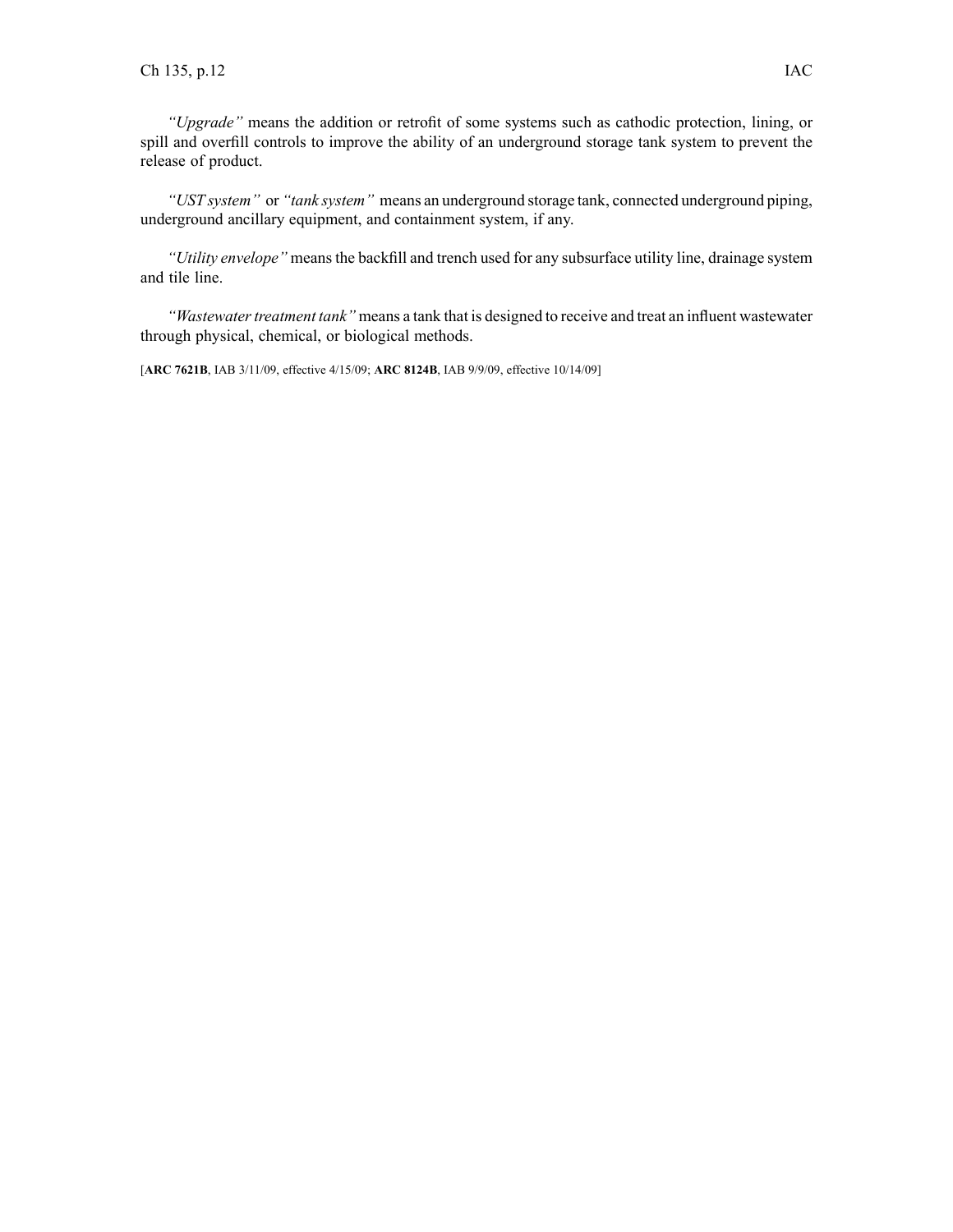*"Upgrade"* means the addition or retrofit of some systems such as cathodic protection, lining, or spill and overfill controls to improve the ability of an underground storage tank system to prevent the release of product.

*"UST system"* or *"tank system"* means an underground storage tank, connected underground piping, underground ancillary equipment, and containment system, if any.

*"Utility envelope"* means the backfill and trench used for any subsurface utility line, drainage system and tile line.

*"Wastewater treatment tank"* means a tank that is designed to receive and treat an influent wastewater through physical, chemical, or biological methods.

[**ARC 7621B**, IAB 3/11/09, effective 4/15/09; **ARC 8124B**, IAB 9/9/09, effective 10/14/09]